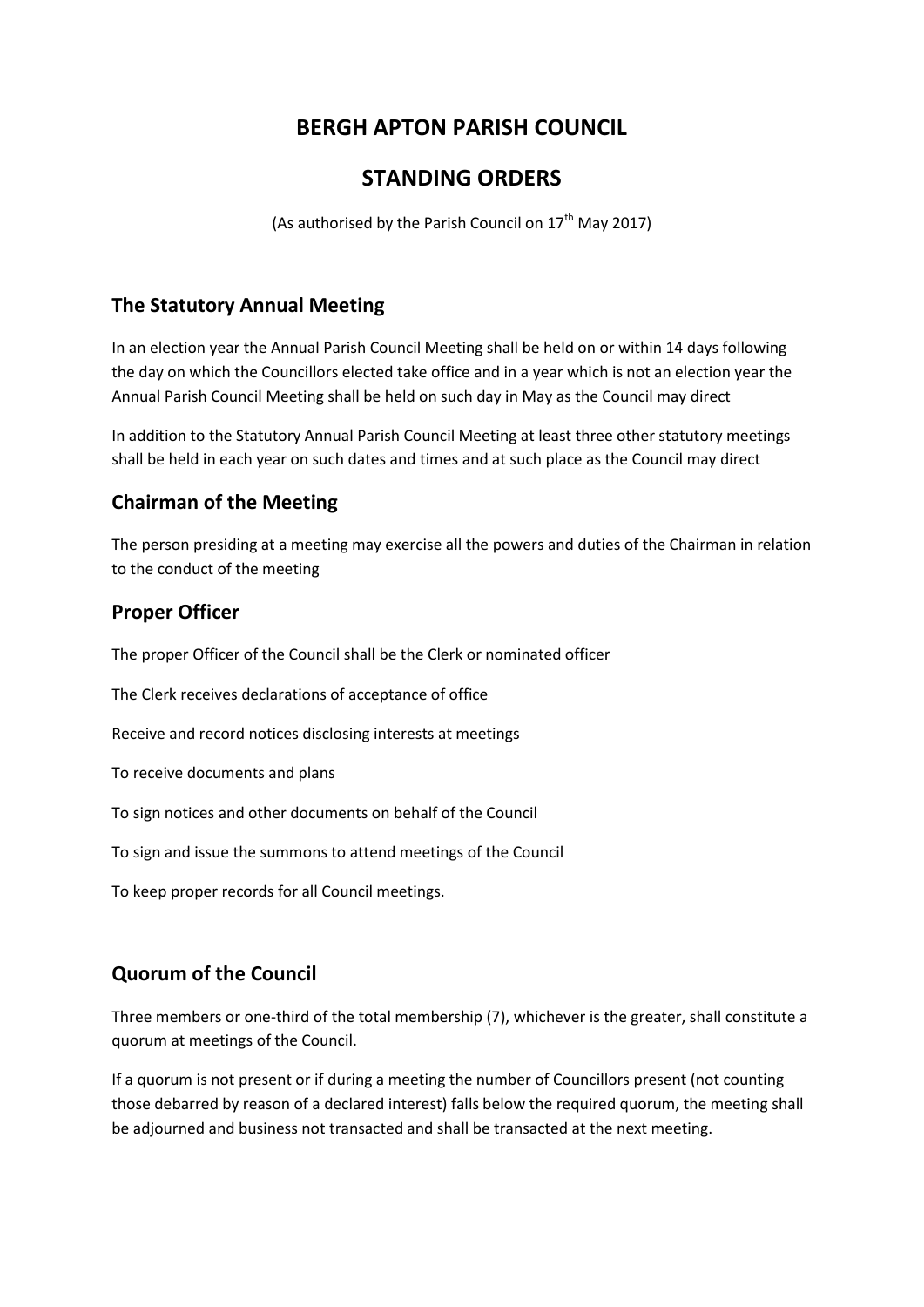# BERGH APTON PARISH COUNCIL

# STANDING ORDERS

(As authorised by the Parish Council on 17th May 2017)

## The Statutory Annual Meeting

In an election year the Annual Parish Council Meeting shall be held on or within 14 days following the day on which the Councillors elected take office and in a year which is not an election year the Annual Parish Council Meeting shall be held on such day in May as the Council may direct

In addition to the Statutory Annual Parish Council Meeting at least three other statutory meetings shall be held in each year on such dates and times and at such place as the Council may direct

## Chairman of the Meeting

The person presiding at a meeting may exercise all the powers and duties of the Chairman in relation to the conduct of the meeting

## Proper Officer

The proper Officer of the Council shall be the Clerk or nominated officer

The Clerk receives declarations of acceptance of office

Receive and record notices disclosing interests at meetings

To receive documents and plans

To sign notices and other documents on behalf of the Council

To sign and issue the summons to attend meetings of the Council

To keep proper records for all Council meetings.

## Quorum of the Council

Three members or one-third of the total membership (7), whichever is the greater, shall constitute a quorum at meetings of the Council.

If a quorum is not present or if during a meeting the number of Councillors present (not counting those debarred by reason of a declared interest) falls below the required quorum, the meeting shall be adjourned and business not transacted and shall be transacted at the next meeting.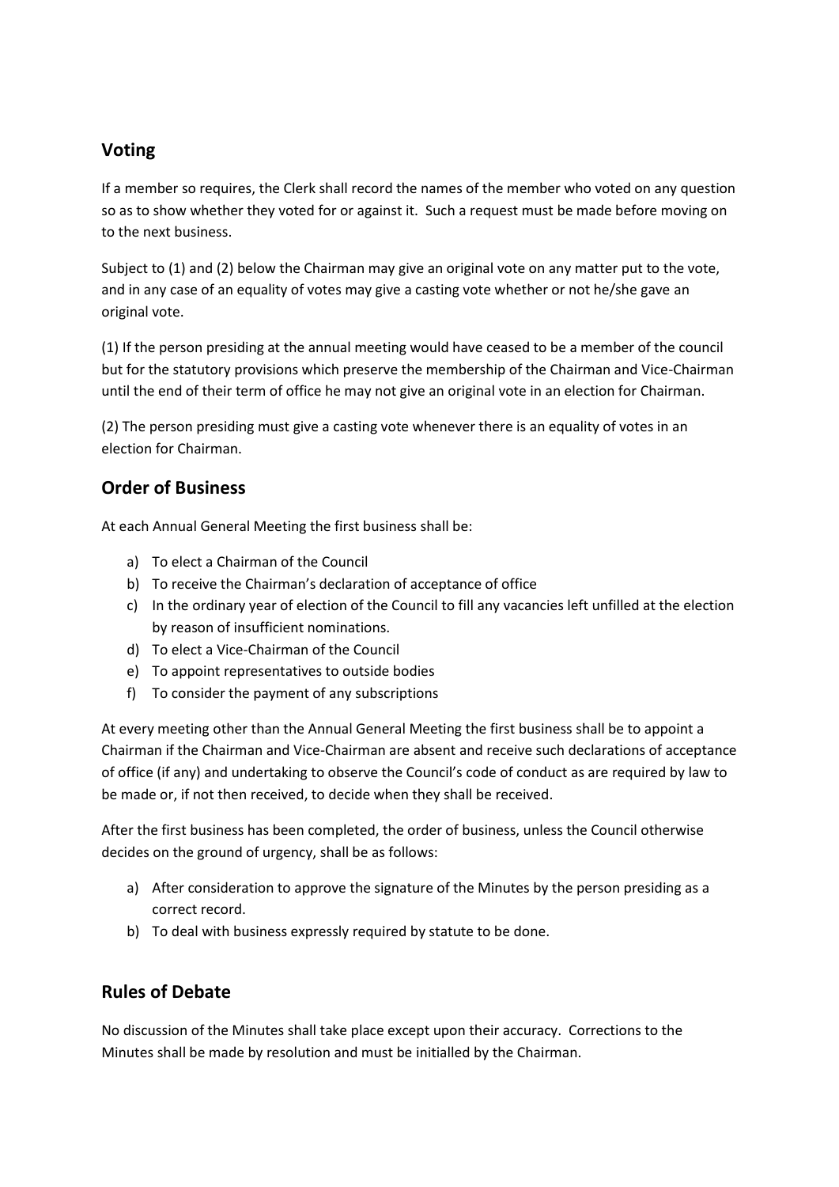## Voting

If a member so requires, the Clerk shall record the names of the member who voted on any question so as to show whether they voted for or against it. Such a request must be made before moving on to the next business.

Subject to (1) and (2) below the Chairman may give an original vote on any matter put to the vote, and in any case of an equality of votes may give a casting vote whether or not he/she gave an original vote.

(1) If the person presiding at the annual meeting would have ceased to be a member of the council but for the statutory provisions which preserve the membership of the Chairman and Vice-Chairman until the end of their term of office he may not give an original vote in an election for Chairman.

(2) The person presiding must give a casting vote whenever there is an equality of votes in an election for Chairman.

## Order of Business

At each Annual General Meeting the first business shall be:

a) To elect a Chairman of the Council
b) To receive the Chairman's declaration of acceptance of office
c) In the ordinary year of election of the Council to fill any vacancies left unfilled at the election by reason of insufficient nominations.
d) To elect a Vice-Chairman of the Council
e) To appoint representatives to outside bodies
f) To consider the payment of any subscriptions

At every meeting other than the Annual General Meeting the first business shall be to appoint a Chairman if the Chairman and Vice-Chairman are absent and receive such declarations of acceptance of office (if any) and undertaking to observe the Council's code of conduct as are required by law to be made or, if not then received, to decide when they shall be received.

After the first business has been completed, the order of business, unless the Council otherwise decides on the ground of urgency, shall be as follows:

a) After consideration to approve the signature of the Minutes by the person presiding as a correct record.
b) To deal with business expressly required by statute to be done.

## Rules of Debate

No discussion of the Minutes shall take place except upon their accuracy. Corrections to the Minutes shall be made by resolution and must be initialled by the Chairman.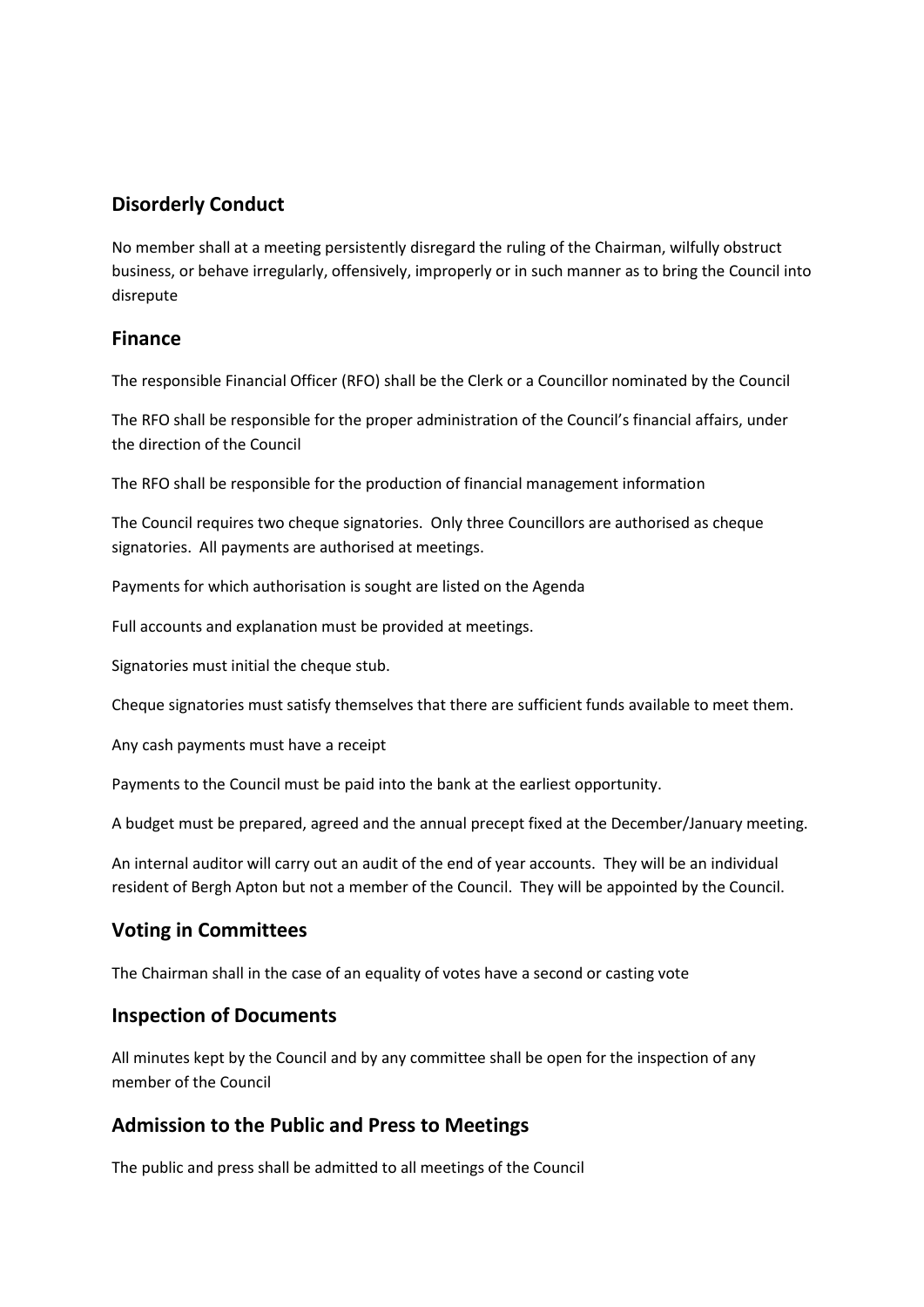## Disorderly Conduct

No member shall at a meeting persistently disregard the ruling of the Chairman, wilfully obstruct business, or behave irregularly, offensively, improperly or in such manner as to bring the Council into disrepute

## Finance

The responsible Financial Officer (RFO) shall be the Clerk or a Councillor nominated by the Council

The RFO shall be responsible for the proper administration of the Council's financial affairs, under the direction of the Council

The RFO shall be responsible for the production of financial management information

The Council requires two cheque signatories. Only three Councillors are authorised as cheque signatories. All payments are authorised at meetings.

Payments for which authorisation is sought are listed on the Agenda

Full accounts and explanation must be provided at meetings.

Signatories must initial the cheque stub.

Cheque signatories must satisfy themselves that there are sufficient funds available to meet them.

Any cash payments must have a receipt

Payments to the Council must be paid into the bank at the earliest opportunity.

A budget must be prepared, agreed and the annual precept fixed at the December/January meeting.

An internal auditor will carry out an audit of the end of year accounts. They will be an individual resident of Bergh Apton but not a member of the Council. They will be appointed by the Council.

## Voting in Committees

The Chairman shall in the case of an equality of votes have a second or casting vote

## Inspection of Documents

All minutes kept by the Council and by any committee shall be open for the inspection of any member of the Council

## Admission to the Public and Press to Meetings

The public and press shall be admitted to all meetings of the Council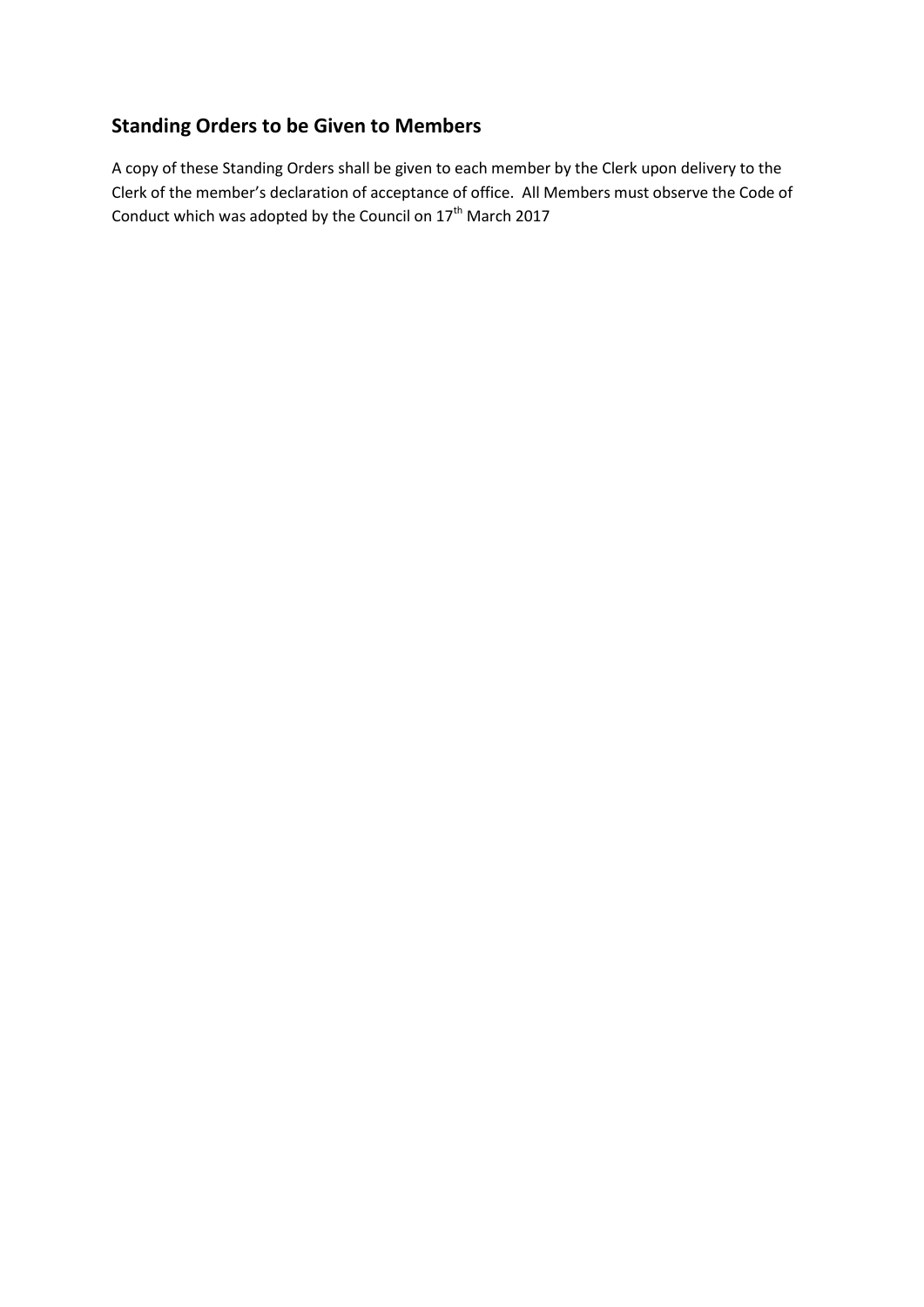## Standing Orders to be Given to Members

A copy of these Standing Orders shall be given to each member by the Clerk upon delivery to the Clerk of the member's declaration of acceptance of office. All Members must observe the Code of Conduct which was adopted by the Council on 17th March 2017